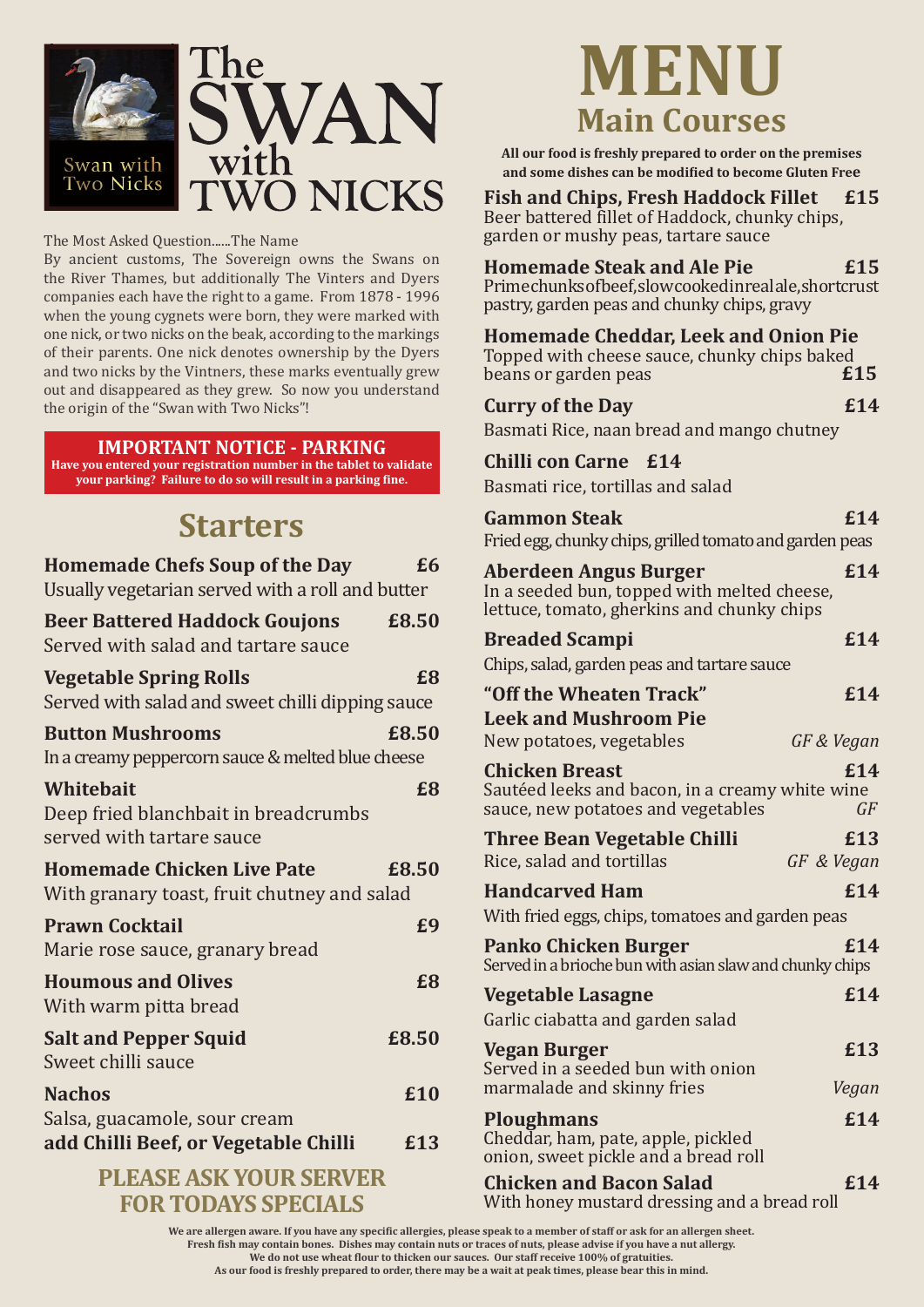# The SWAN with TWO NICKS

Swan with Two Nicks

The Most Asked Question......The Name

By ancient customs, The Sovereign owns the Swans on the River Thames, but additionally The Vinters and Dyers companies each have the right to a game. From 1878 - 1996 when the young cygnets were born, they were marked with one nick, or two nicks on the beak, according to the markings of their parents. One nick denotes ownership by the Dyers and two nicks by the Vintners, these marks eventually grew out and disappeared as they grew. So now you understand the origin of the "Swan with Two Nicks"!

**IMPORTANT NOTICE - PARKING**

**Have you entered your registration number in the tablet to validate your parking? Failure to do so will result in a parking fine.**

## Starters

**Homemade Chefs Soup of the Day** **£6**
Usually vegetarian served with a roll and butter

**Beer Battered Haddock Goujons** **£8.50**
Served with salad and tartare sauce

**Vegetable Spring Rolls** **£8**
Served with salad and sweet chilli dipping sauce

**Button Mushrooms** **£8.50**
In a creamy peppercorn sauce & melted blue cheese

**Whitebait** **£8**
Deep fried blanchbait in breadcrumbs served with tartare sauce

**Homemade Chicken Live Pate** **£8.50**
With granary toast, fruit chutney and salad

**Prawn Cocktail** **£9**
Marie rose sauce, granary bread

**Houmous and Olives** **£8**
With warm pitta bread

**Salt and Pepper Squid** **£8.50**
Sweet chilli sauce

**Nachos** **£10**
Salsa, guacamole, sour cream
**add Chilli Beef, or Vegetable Chilli** **£13**

**PLEASE ASK YOUR SERVER FOR TODAYS SPECIALS**

# MENU
## Main Courses

**All our food is freshly prepared to order on the premises and some dishes can be modified to become Gluten Free**

**Fish and Chips, Fresh Haddock Fillet** **£15**
Beer battered fillet of Haddock, chunky chips, garden or mushy peas, tartare sauce

**Homemade Steak and Ale Pie** **£15**
Prime chunks of beef, slow cooked in real ale, shortcrust pastry, garden peas and chunky chips, gravy

**Homemade Cheddar, Leek and Onion Pie**
Topped with cheese sauce, chunky chips baked beans or garden peas **£15**

**Curry of the Day** **£14**
Basmati Rice, naan bread and mango chutney

**Chilli con Carne** **£14**
Basmati rice, tortillas and salad

**Gammon Steak** **£14**
Fried egg, chunky chips, grilled tomato and garden peas

**Aberdeen Angus Burger** **£14**
In a seeded bun, topped with melted cheese, lettuce, tomato, gherkins and chunky chips

**Breaded Scampi** **£14**
Chips, salad, garden peas and tartare sauce

**"Off the Wheaten Track" Leek and Mushroom Pie** **£14**
New potatoes, vegetables *GF & Vegan*

**Chicken Breast** **£14**
Sautéed leeks and bacon, in a creamy white wine sauce, new potatoes and vegetables *GF*

**Three Bean Vegetable Chilli** **£13**
Rice, salad and tortillas *GF & Vegan*

**Handcarved Ham** **£14**
With fried eggs, chips, tomatoes and garden peas

**Panko Chicken Burger** **£14**
Served in a brioche bun with asian slaw and chunky chips

**Vegetable Lasagne** **£14**
Garlic ciabatta and garden salad

**Vegan Burger** **£13**
Served in a seeded bun with onion marmalade and skinny fries *Vegan*

**Ploughmans** **£14**
Cheddar, ham, pate, apple, pickled onion, sweet pickle and a bread roll

**Chicken and Bacon Salad** **£14**
With honey mustard dressing and a bread roll

**We are allergen aware. If you have any specific allergies, please speak to a member of staff or ask for an allergen sheet. Fresh fish may contain bones. Dishes may contain nuts or traces of nuts, please advise if you have a nut allergy. We do not use wheat flour to thicken our sauces. Our staff receive 100% of gratuities. As our food is freshly prepared to order, there may be a wait at peak times, please bear this in mind.**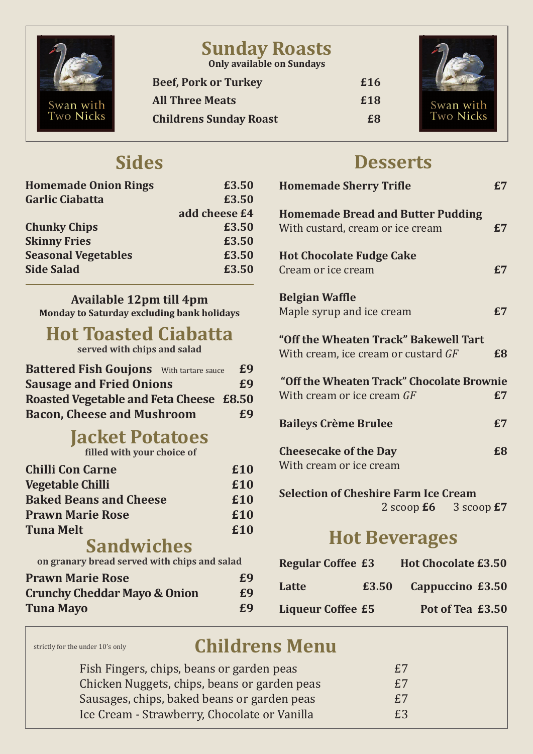Swan with Two Nicks

# Sunday Roasts

**Only available on Sundays**

| | |
|---|---|
| **Beef, Pork or Turkey** | **£16** |
| **All Three Meats** | **£18** |
| **Childrens Sunday Roast** | **£8** |

Swan with Two Nicks

## Sides

| | |
|---|---|
| **Homemade Onion Rings** | **£3.50** |
| **Garlic Ciabatta** | **£3.50** |
| | add cheese £4 |
| **Chunky Chips** | **£3.50** |
| **Skinny Fries** | **£3.50** |
| **Seasonal Vegetables** | **£3.50** |
| **Side Salad** | **£3.50** |

**Available 12pm till 4pm**
**Monday to Saturday excluding bank holidays**

## Hot Toasted Ciabatta

**served with chips and salad**

| | |
|---|---|
| **Battered Fish Goujons** With tartare sauce | **£9** |
| **Sausage and Fried Onions** | **£9** |
| **Roasted Vegetable and Feta Cheese** | **£8.50** |
| **Bacon, Cheese and Mushroom** | **£9** |

## Jacket Potatoes

**filled with your choice of**

| | |
|---|---|
| **Chilli Con Carne** | **£10** |
| **Vegetable Chilli** | **£10** |
| **Baked Beans and Cheese** | **£10** |
| **Prawn Marie Rose** | **£10** |
| **Tuna Melt** | **£10** |

## Sandwiches

**on granary bread served with chips and salad**

| | |
|---|---|
| **Prawn Marie Rose** | **£9** |
| **Crunchy Cheddar Mayo & Onion** | **£9** |
| **Tuna Mayo** | **£9** |

## Desserts

| | |
|---|---|
| **Homemade Sherry Trifle** | **£7** |
| **Homemade Bread and Butter Pudding** With custard, cream or ice cream | **£7** |
| **Hot Chocolate Fudge Cake** Cream or ice cream | **£7** |
| **Belgian Waffle** Maple syrup and ice cream | **£7** |
| **"Off the Wheaten Track" Bakewell Tart** With cream, ice cream or custard *GF* | **£8** |
| **"Off the Wheaten Track" Chocolate Brownie** With cream or ice cream *GF* | **£7** |
| **Baileys Crème Brulee** | **£7** |
| **Cheesecake of the Day** With cream or ice cream | **£8** |
| **Selection of Cheshire Farm Ice Cream** 2 scoop **£6** 3 scoop **£7** | |

## Hot Beverages

| | | | |
|---|---|---|---|
| **Regular Coffee** | **£3** | **Hot Chocolate** | **£3.50** |
| **Latte** | **£3.50** | **Cappuccino** | **£3.50** |
| **Liqueur Coffee** | **£5** | **Pot of Tea** | **£3.50** |

## Childrens Menu

strictly for the under 10's only

| | |
|---|---|
| Fish Fingers, chips, beans or garden peas | £7 |
| Chicken Nuggets, chips, beans or garden peas | £7 |
| Sausages, chips, baked beans or garden peas | £7 |
| Ice Cream - Strawberry, Chocolate or Vanilla | £3 |